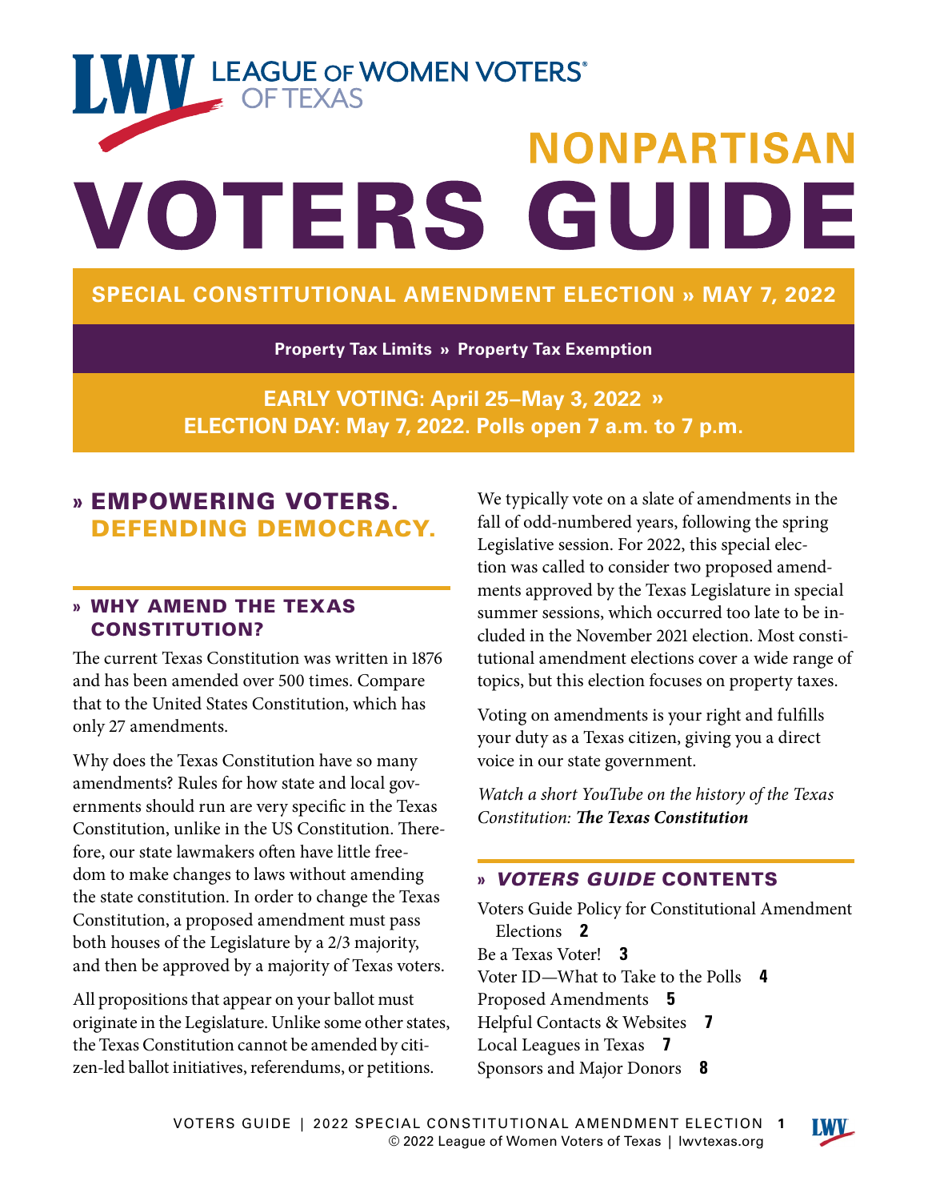LEAGUE OF WOMEN VOTERS® OF TEXAS

# NONPARTISAN VOTERS GUIDE

## SPECIAL CONSTITUTIONAL AMENDMENT ELECTION » MAY 7, 2022

**Property Tax Limits » Property Tax Exemption**

**EARLY VOTING: April 25–May 3, 2022 »**
**ELECTION DAY: May 7, 2022. Polls open 7 a.m. to 7 p.m.**

## » EMPOWERING VOTERS. DEFENDING DEMOCRACY.

### » WHY AMEND THE TEXAS CONSTITUTION?

The current Texas Constitution was written in 1876 and has been amended over 500 times. Compare that to the United States Constitution, which has only 27 amendments.

Why does the Texas Constitution have so many amendments? Rules for how state and local governments should run are very specific in the Texas Constitution, unlike in the US Constitution. Therefore, our state lawmakers often have little freedom to make changes to laws without amending the state constitution. In order to change the Texas Constitution, a proposed amendment must pass both houses of the Legislature by a 2/3 majority, and then be approved by a majority of Texas voters.

All propositions that appear on your ballot must originate in the Legislature. Unlike some other states, the Texas Constitution cannot be amended by citizen-led ballot initiatives, referendums, or petitions.

We typically vote on a slate of amendments in the fall of odd-numbered years, following the spring Legislative session. For 2022, this special election was called to consider two proposed amendments approved by the Texas Legislature in special summer sessions, which occurred too late to be included in the November 2021 election. Most constitutional amendment elections cover a wide range of topics, but this election focuses on property taxes.

Voting on amendments is your right and fulfills your duty as a Texas citizen, giving you a direct voice in our state government.

*Watch a short YouTube on the history of the Texas Constitution:* ***The Texas Constitution***

### » *VOTERS GUIDE* CONTENTS

- Voters Guide Policy for Constitutional Amendment Elections **2**
- Be a Texas Voter! **3**
- Voter ID—What to Take to the Polls **4**
- Proposed Amendments **5**
- Helpful Contacts & Websites **7**
- Local Leagues in Texas **7**
- Sponsors and Major Donors **8**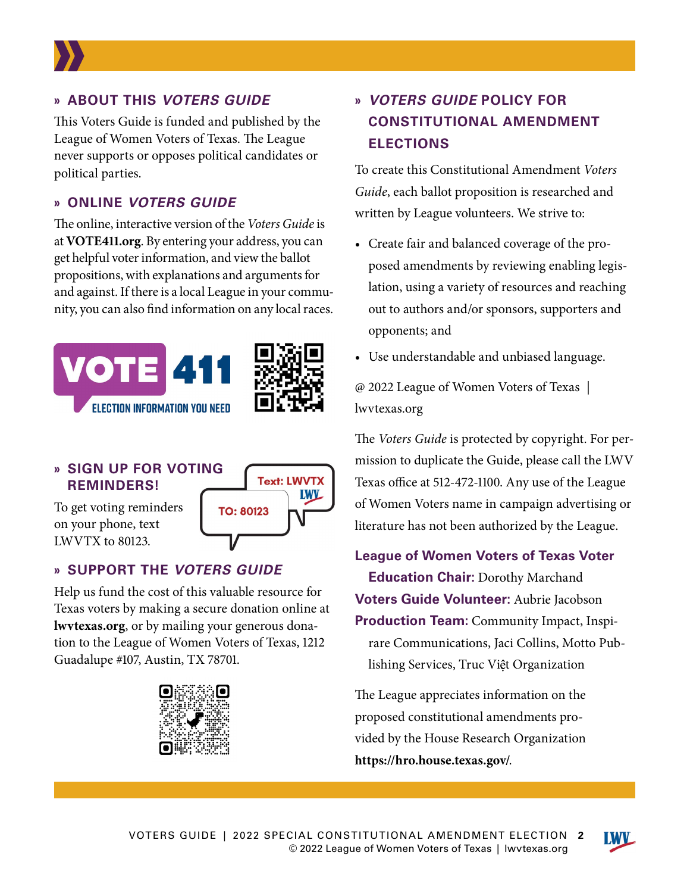## » ABOUT THIS *VOTERS GUIDE*

This Voters Guide is funded and published by the League of Women Voters of Texas. The League never supports or opposes political candidates or political parties.

## » ONLINE *VOTERS GUIDE*

The online, interactive version of the *Voters Guide* is at **VOTE411.org**. By entering your address, you can get helpful voter information, and view the ballot propositions, with explanations and arguments for and against. If there is a local League in your community, you can also find information on any local races.

VOTE 411
ELECTION INFORMATION YOU NEED

## » SIGN UP FOR VOTING REMINDERS!

To get voting reminders on your phone, text LWVTX to 80123.

Text: LWVTX
TO: 80123

## » SUPPORT THE *VOTERS GUIDE*

Help us fund the cost of this valuable resource for Texas voters by making a secure donation online at **lwvtexas.org**, or by mailing your generous donation to the League of Women Voters of Texas, 1212 Guadalupe #107, Austin, TX 78701.

## » *VOTERS GUIDE* POLICY FOR CONSTITUTIONAL AMENDMENT ELECTIONS

To create this Constitutional Amendment *Voters Guide*, each ballot proposition is researched and written by League volunteers. We strive to:

- Create fair and balanced coverage of the proposed amendments by reviewing enabling legislation, using a variety of resources and reaching out to authors and/or sponsors, supporters and opponents; and
- Use understandable and unbiased language.

@ 2022 League of Women Voters of Texas | lwvtexas.org

The *Voters Guide* is protected by copyright. For permission to duplicate the Guide, please call the LWV Texas office at 512-472-1100. Any use of the League of Women Voters name in campaign advertising or literature has not been authorized by the League.

**League of Women Voters of Texas Voter Education Chair:** Dorothy Marchand
**Voters Guide Volunteer:** Aubrie Jacobson
**Production Team:** Community Impact, Inspirare Communications, Jaci Collins, Motto Publishing Services, Truc Việt Organization

The League appreciates information on the proposed constitutional amendments provided by the House Research Organization **https://hro.house.texas.gov/**.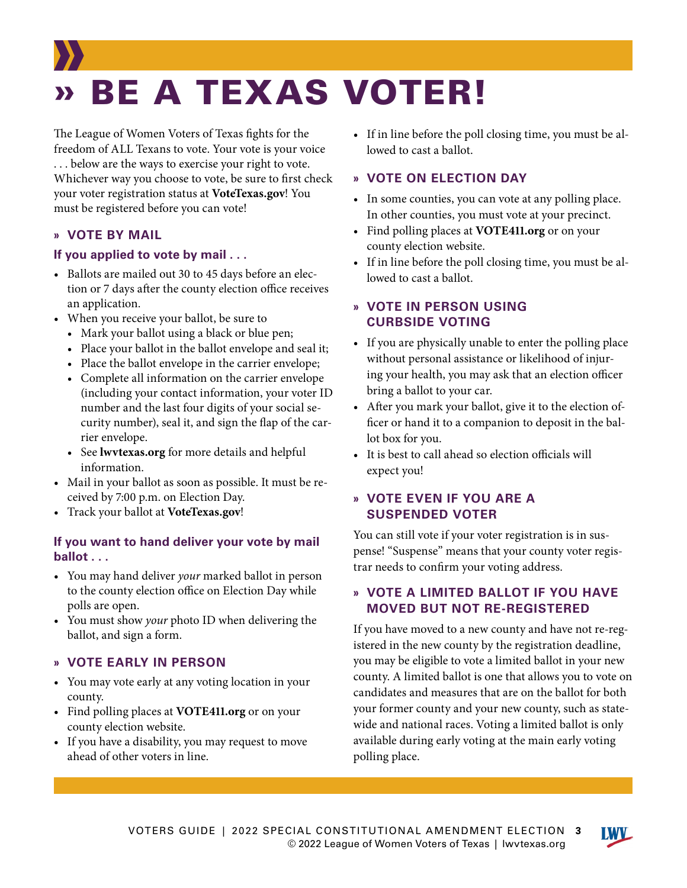# » BE A TEXAS VOTER!

The League of Women Voters of Texas fights for the freedom of ALL Texans to vote. Your vote is your voice . . . below are the ways to exercise your right to vote. Whichever way you choose to vote, be sure to first check your voter registration status at **VoteTexas.gov**! You must be registered before you can vote!

## » VOTE BY MAIL

### If you applied to vote by mail . . .

- Ballots are mailed out 30 to 45 days before an election or 7 days after the county election office receives an application.
- When you receive your ballot, be sure to
  - Mark your ballot using a black or blue pen;
  - Place your ballot in the ballot envelope and seal it;
  - Place the ballot envelope in the carrier envelope;
  - Complete all information on the carrier envelope (including your contact information, your voter ID number and the last four digits of your social security number), seal it, and sign the flap of the carrier envelope.
  - See **lwvtexas.org** for more details and helpful information.
- Mail in your ballot as soon as possible. It must be received by 7:00 p.m. on Election Day.
- Track your ballot at **VoteTexas.gov**!

### If you want to hand deliver your vote by mail ballot . . .

- You may hand deliver *your* marked ballot in person to the county election office on Election Day while polls are open.
- You must show *your* photo ID when delivering the ballot, and sign a form.

## » VOTE EARLY IN PERSON

- You may vote early at any voting location in your county.
- Find polling places at **VOTE411.org** or on your county election website.
- If you have a disability, you may request to move ahead of other voters in line.
- If in line before the poll closing time, you must be allowed to cast a ballot.

## » VOTE ON ELECTION DAY

- In some counties, you can vote at any polling place. In other counties, you must vote at your precinct.
- Find polling places at **VOTE411.org** or on your county election website.
- If in line before the poll closing time, you must be allowed to cast a ballot.

## » VOTE IN PERSON USING CURBSIDE VOTING

- If you are physically unable to enter the polling place without personal assistance or likelihood of injuring your health, you may ask that an election officer bring a ballot to your car.
- After you mark your ballot, give it to the election officer or hand it to a companion to deposit in the ballot box for you.
- It is best to call ahead so election officials will expect you!

## » VOTE EVEN IF YOU ARE A SUSPENDED VOTER

You can still vote if your voter registration is in suspense! "Suspense" means that your county voter registrar needs to confirm your voting address.

## » VOTE A LIMITED BALLOT IF YOU HAVE MOVED BUT NOT RE-REGISTERED

If you have moved to a new county and have not re-registered in the new county by the registration deadline, you may be eligible to vote a limited ballot in your new county. A limited ballot is one that allows you to vote on candidates and measures that are on the ballot for both your former county and your new county, such as statewide and national races. Voting a limited ballot is only available during early voting at the main early voting polling place.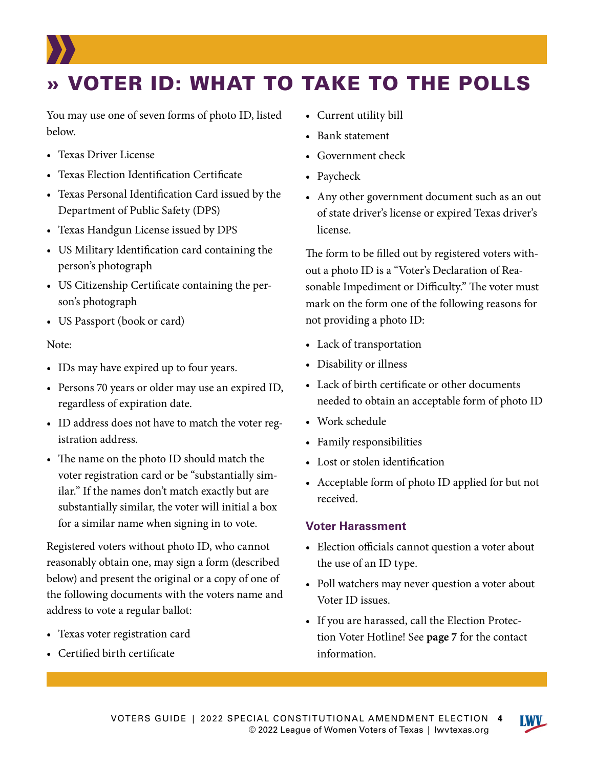# » VOTER ID: WHAT TO TAKE TO THE POLLS

You may use one of seven forms of photo ID, listed below.

- Texas Driver License
- Texas Election Identification Certificate
- Texas Personal Identification Card issued by the Department of Public Safety (DPS)
- Texas Handgun License issued by DPS
- US Military Identification card containing the person's photograph
- US Citizenship Certificate containing the person's photograph
- US Passport (book or card)

Note:

- IDs may have expired up to four years.
- Persons 70 years or older may use an expired ID, regardless of expiration date.
- ID address does not have to match the voter registration address.
- The name on the photo ID should match the voter registration card or be "substantially similar." If the names don't match exactly but are substantially similar, the voter will initial a box for a similar name when signing in to vote.

Registered voters without photo ID, who cannot reasonably obtain one, may sign a form (described below) and present the original or a copy of one of the following documents with the voters name and address to vote a regular ballot:

- Texas voter registration card
- Certified birth certificate
- Current utility bill
- Bank statement
- Government check
- Paycheck
- Any other government document such as an out of state driver's license or expired Texas driver's license.

The form to be filled out by registered voters without a photo ID is a "Voter's Declaration of Reasonable Impediment or Difficulty." The voter must mark on the form one of the following reasons for not providing a photo ID:

- Lack of transportation
- Disability or illness
- Lack of birth certificate or other documents needed to obtain an acceptable form of photo ID
- Work schedule
- Family responsibilities
- Lost or stolen identification
- Acceptable form of photo ID applied for but not received.

### Voter Harassment

- Election officials cannot question a voter about the use of an ID type.
- Poll watchers may never question a voter about Voter ID issues.
- If you are harassed, call the Election Protection Voter Hotline! See **page 7** for the contact information.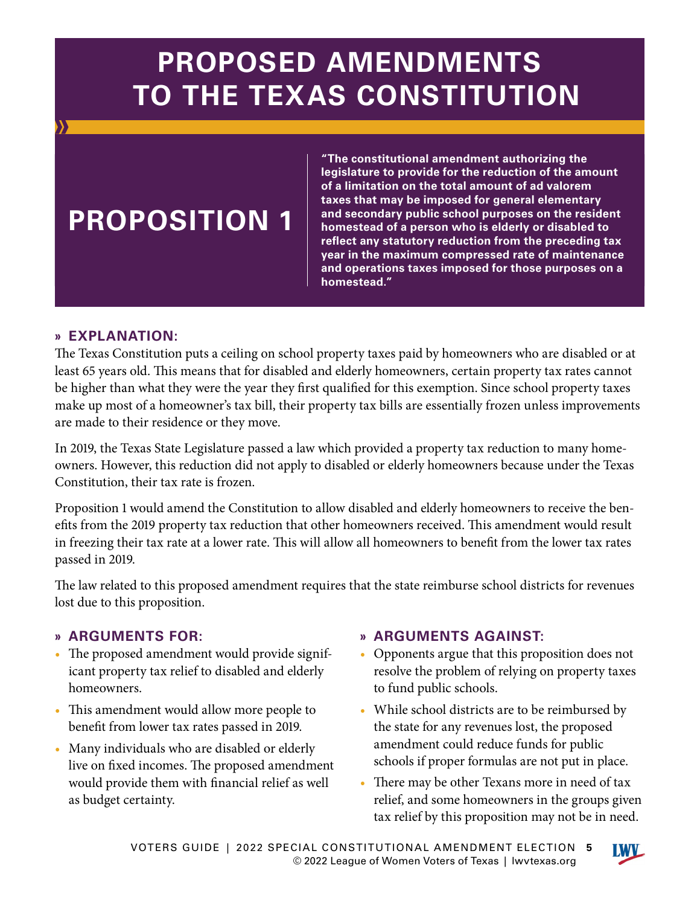# PROPOSED AMENDMENTS TO THE TEXAS CONSTITUTION

## PROPOSITION 1

**"The constitutional amendment authorizing the legislature to provide for the reduction of the amount of a limitation on the total amount of ad valorem taxes that may be imposed for general elementary and secondary public school purposes on the resident homestead of a person who is elderly or disabled to reflect any statutory reduction from the preceding tax year in the maximum compressed rate of maintenance and operations taxes imposed for those purposes on a homestead."**

### » EXPLANATION:

The Texas Constitution puts a ceiling on school property taxes paid by homeowners who are disabled or at least 65 years old. This means that for disabled and elderly homeowners, certain property tax rates cannot be higher than what they were the year they first qualified for this exemption. Since school property taxes make up most of a homeowner's tax bill, their property tax bills are essentially frozen unless improvements are made to their residence or they move.

In 2019, the Texas State Legislature passed a law which provided a property tax reduction to many homeowners. However, this reduction did not apply to disabled or elderly homeowners because under the Texas Constitution, their tax rate is frozen.

Proposition 1 would amend the Constitution to allow disabled and elderly homeowners to receive the benefits from the 2019 property tax reduction that other homeowners received. This amendment would result in freezing their tax rate at a lower rate. This will allow all homeowners to benefit from the lower tax rates passed in 2019.

The law related to this proposed amendment requires that the state reimburse school districts for revenues lost due to this proposition.

### » ARGUMENTS FOR:

- The proposed amendment would provide significant property tax relief to disabled and elderly homeowners.
- This amendment would allow more people to benefit from lower tax rates passed in 2019.
- Many individuals who are disabled or elderly live on fixed incomes. The proposed amendment would provide them with financial relief as well as budget certainty.

### » ARGUMENTS AGAINST:

- Opponents argue that this proposition does not resolve the problem of relying on property taxes to fund public schools.
- While school districts are to be reimbursed by the state for any revenues lost, the proposed amendment could reduce funds for public schools if proper formulas are not put in place.
- There may be other Texans more in need of tax relief, and some homeowners in the groups given tax relief by this proposition may not be in need.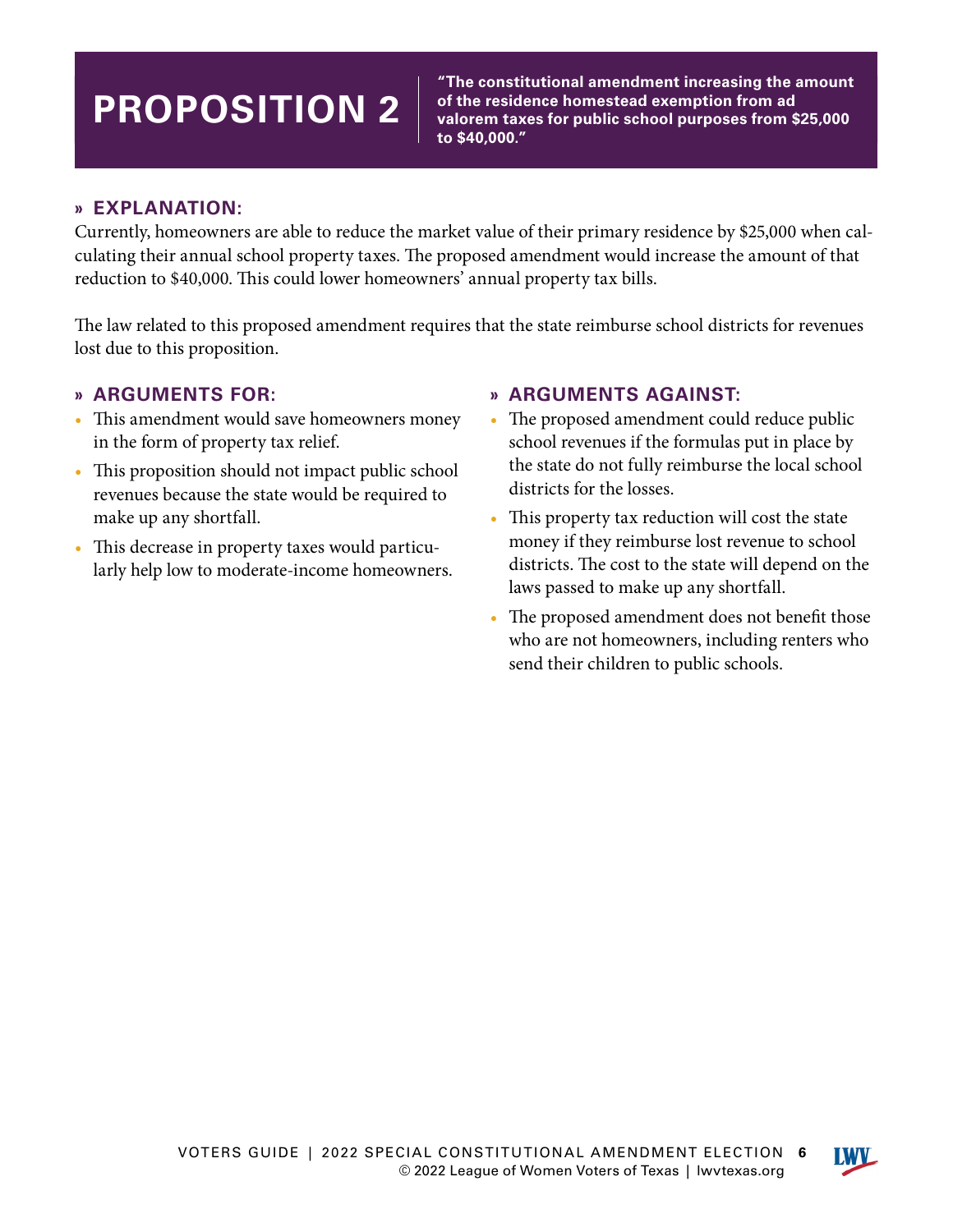# PROPOSITION 2

**"The constitutional amendment increasing the amount of the residence homestead exemption from ad valorem taxes for public school purposes from $25,000 to $40,000."**

## » EXPLANATION:

Currently, homeowners are able to reduce the market value of their primary residence by $25,000 when calculating their annual school property taxes. The proposed amendment would increase the amount of that reduction to $40,000. This could lower homeowners' annual property tax bills.

The law related to this proposed amendment requires that the state reimburse school districts for revenues lost due to this proposition.

## » ARGUMENTS FOR:

- This amendment would save homeowners money in the form of property tax relief.
- This proposition should not impact public school revenues because the state would be required to make up any shortfall.
- This decrease in property taxes would particularly help low to moderate-income homeowners.

## » ARGUMENTS AGAINST:

- The proposed amendment could reduce public school revenues if the formulas put in place by the state do not fully reimburse the local school districts for the losses.
- This property tax reduction will cost the state money if they reimburse lost revenue to school districts. The cost to the state will depend on the laws passed to make up any shortfall.
- The proposed amendment does not benefit those who are not homeowners, including renters who send their children to public schools.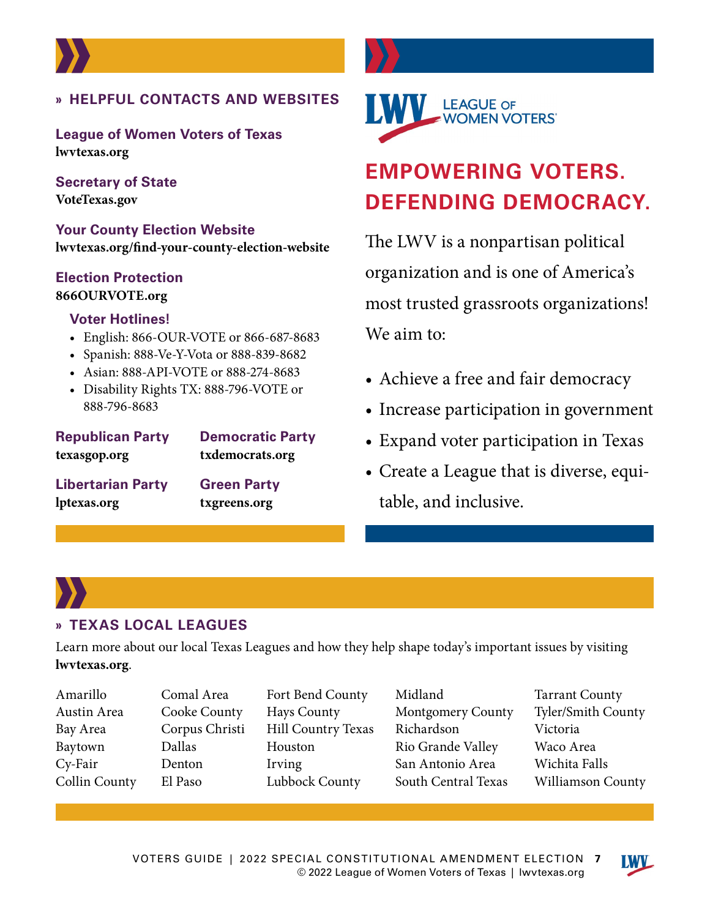## » HELPFUL CONTACTS AND WEBSITES

**League of Women Voters of Texas**
**lwvtexas.org**

**Secretary of State**
**VoteTexas.gov**

**Your County Election Website**
**lwvtexas.org/find-your-county-election-website**

**Election Protection**
**866OURVOTE.org**

**Voter Hotlines!**

- English: 866-OUR-VOTE or 866-687-8683
- Spanish: 888-Ve-Y-Vota or 888-839-8682
- Asian: 888-API-VOTE or 888-274-8683
- Disability Rights TX: 888-796-VOTE or 888-796-8683

**Republican Party**
**texasgop.org**

**Democratic Party**
**txdemocrats.org**

**Libertarian Party**
**lptexas.org**

**Green Party**
**txgreens.org**

LWV LEAGUE OF WOMEN VOTERS®

## EMPOWERING VOTERS. DEFENDING DEMOCRACY.

The LWV is a nonpartisan political organization and is one of America's most trusted grassroots organizations! We aim to:

- Achieve a free and fair democracy
- Increase participation in government
- Expand voter participation in Texas
- Create a League that is diverse, equitable, and inclusive.

## » TEXAS LOCAL LEAGUES

Learn more about our local Texas Leagues and how they help shape today's important issues by visiting **lwvtexas.org**.

Amarillo
Austin Area
Bay Area
Baytown
Cy-Fair
Collin County
Comal Area
Cooke County
Corpus Christi
Dallas
Denton
El Paso
Fort Bend County
Hays County
Hill Country Texas
Houston
Irving
Lubbock County
Midland
Montgomery County
Richardson
Rio Grande Valley
San Antonio Area
South Central Texas
Tarrant County
Tyler/Smith County
Victoria
Waco Area
Wichita Falls
Williamson County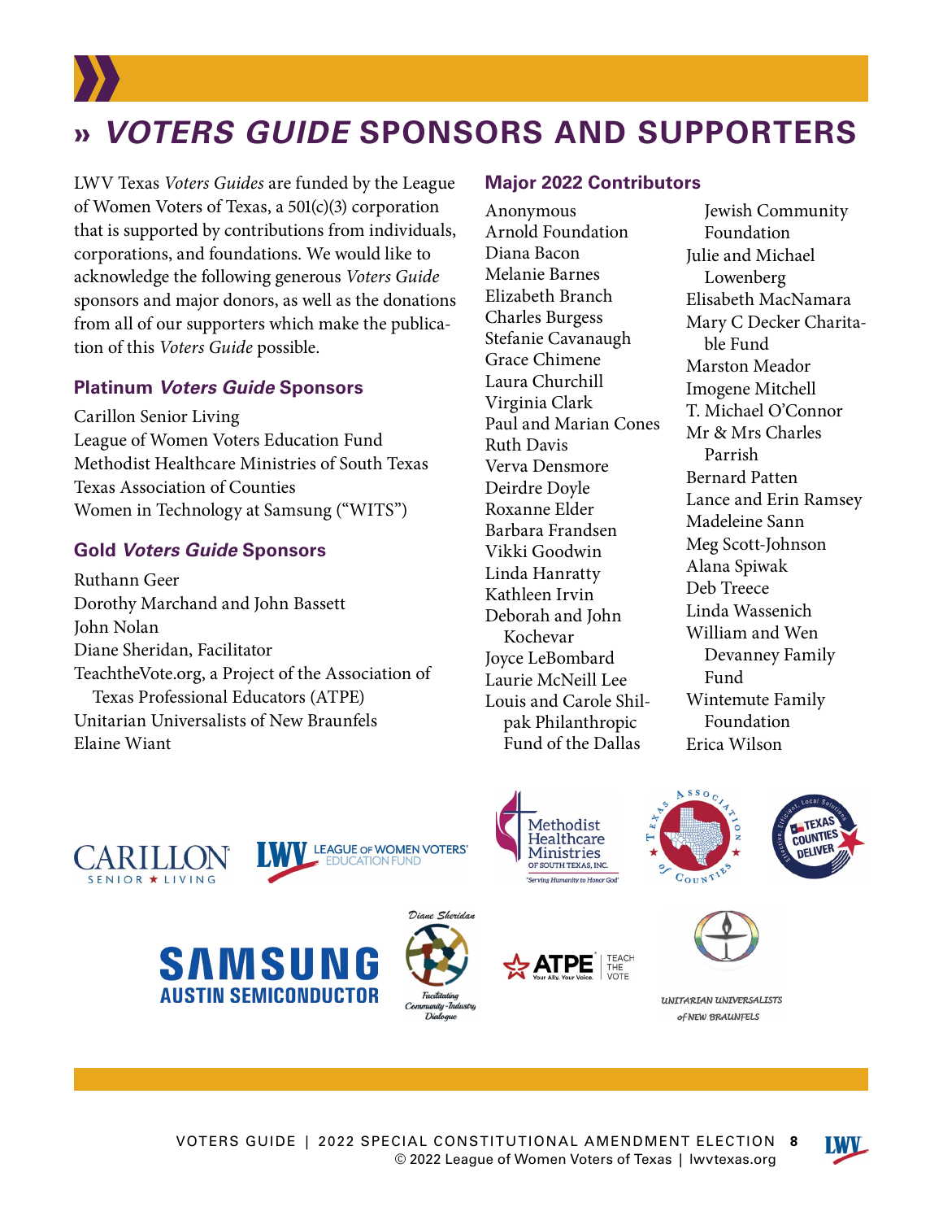# » *VOTERS GUIDE* SPONSORS AND SUPPORTERS

LWV Texas *Voters Guides* are funded by the League of Women Voters of Texas, a 501(c)(3) corporation that is supported by contributions from individuals, corporations, and foundations. We would like to acknowledge the following generous *Voters Guide* sponsors and major donors, as well as the donations from all of our supporters which make the publication of this *Voters Guide* possible.

## Platinum *Voters Guide* Sponsors

Carillon Senior Living
League of Women Voters Education Fund
Methodist Healthcare Ministries of South Texas
Texas Association of Counties
Women in Technology at Samsung ("WITS")

## Gold *Voters Guide* Sponsors

Ruthann Geer
Dorothy Marchand and John Bassett
John Nolan
Diane Sheridan, Facilitator
TeachtheVote.org, a Project of the Association of Texas Professional Educators (ATPE)
Unitarian Universalists of New Braunfels
Elaine Wiant

## Major 2022 Contributors

Anonymous
Arnold Foundation
Diana Bacon
Melanie Barnes
Elizabeth Branch
Charles Burgess
Stefanie Cavanaugh
Grace Chimene
Laura Churchill
Virginia Clark
Paul and Marian Cones
Ruth Davis
Verva Densmore
Deirdre Doyle
Roxanne Elder
Barbara Frandsen
Vikki Goodwin
Linda Hanratty
Kathleen Irvin
Deborah and John Kochevar
Joyce LeBombard
Laurie McNeill Lee
Louis and Carole Shilpak Philanthropic Fund of the Dallas Jewish Community Foundation
Julie and Michael Lowenberg
Elisabeth MacNamara
Mary C Decker Charitable Fund
Marston Meador
Imogene Mitchell
T. Michael O'Connor
Mr & Mrs Charles Parrish
Bernard Patten
Lance and Erin Ramsey
Madeleine Sann
Meg Scott-Johnson
Alana Spiwak
Deb Treece
Linda Wassenich
William and Wen Devanney Family Fund
Wintemute Family Foundation
Erica Wilson